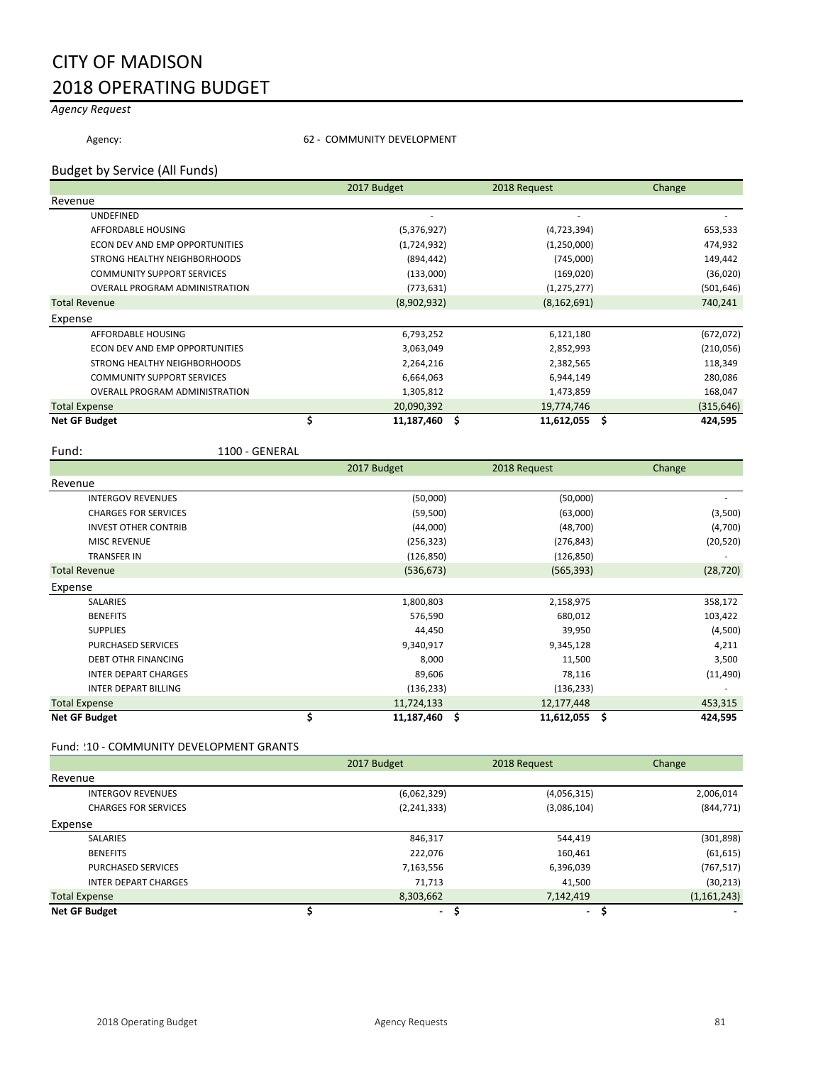# CITY OF MADISON
# 2018 OPERATING BUDGET

*Agency Request*

Agency: 62 - COMMUNITY DEVELOPMENT

## Budget by Service (All Funds)

| | 2017 Budget | 2018 Request | Change |
|---|---|---|---|
| **Revenue** | | | |
| UNDEFINED | - | - | - |
| AFFORDABLE HOUSING | (5,376,927) | (4,723,394) | 653,533 |
| ECON DEV AND EMP OPPORTUNITIES | (1,724,932) | (1,250,000) | 474,932 |
| STRONG HEALTHY NEIGHBORHOODS | (894,442) | (745,000) | 149,442 |
| COMMUNITY SUPPORT SERVICES | (133,000) | (169,020) | (36,020) |
| OVERALL PROGRAM ADMINISTRATION | (773,631) | (1,275,277) | (501,646) |
| Total Revenue | (8,902,932) | (8,162,691) | 740,241 |
| **Expense** | | | |
| AFFORDABLE HOUSING | 6,793,252 | 6,121,180 | (672,072) |
| ECON DEV AND EMP OPPORTUNITIES | 3,063,049 | 2,852,993 | (210,056) |
| STRONG HEALTHY NEIGHBORHOODS | 2,264,216 | 2,382,565 | 118,349 |
| COMMUNITY SUPPORT SERVICES | 6,664,063 | 6,944,149 | 280,086 |
| OVERALL PROGRAM ADMINISTRATION | 1,305,812 | 1,473,859 | 168,047 |
| Total Expense | 20,090,392 | 19,774,746 | (315,646) |
| **Net GF Budget** | **$ 11,187,460** | **$ 11,612,055** | **$ 424,595** |

Fund: 1100 - GENERAL

| | 2017 Budget | 2018 Request | Change |
|---|---|---|---|
| **Revenue** | | | |
| INTERGOV REVENUES | (50,000) | (50,000) | - |
| CHARGES FOR SERVICES | (59,500) | (63,000) | (3,500) |
| INVEST OTHER CONTRIB | (44,000) | (48,700) | (4,700) |
| MISC REVENUE | (256,323) | (276,843) | (20,520) |
| TRANSFER IN | (126,850) | (126,850) | - |
| Total Revenue | (536,673) | (565,393) | (28,720) |
| **Expense** | | | |
| SALARIES | 1,800,803 | 2,158,975 | 358,172 |
| BENEFITS | 576,590 | 680,012 | 103,422 |
| SUPPLIES | 44,450 | 39,950 | (4,500) |
| PURCHASED SERVICES | 9,340,917 | 9,345,128 | 4,211 |
| DEBT OTHR FINANCING | 8,000 | 11,500 | 3,500 |
| INTER DEPART CHARGES | 89,606 | 78,116 | (11,490) |
| INTER DEPART BILLING | (136,233) | (136,233) | - |
| Total Expense | 11,724,133 | 12,177,448 | 453,315 |
| **Net GF Budget** | **$ 11,187,460** | **$ 11,612,055** | **$ 424,595** |

Fund: !10 - COMMUNITY DEVELOPMENT GRANTS

| | 2017 Budget | 2018 Request | Change |
|---|---|---|---|
| **Revenue** | | | |
| INTERGOV REVENUES | (6,062,329) | (4,056,315) | 2,006,014 |
| CHARGES FOR SERVICES | (2,241,333) | (3,086,104) | (844,771) |
| **Expense** | | | |
| SALARIES | 846,317 | 544,419 | (301,898) |
| BENEFITS | 222,076 | 160,461 | (61,615) |
| PURCHASED SERVICES | 7,163,556 | 6,396,039 | (767,517) |
| INTER DEPART CHARGES | 71,713 | 41,500 | (30,213) |
| Total Expense | 8,303,662 | 7,142,419 | (1,161,243) |
| **Net GF Budget** | **$ -** | **$ -** | **$ -** |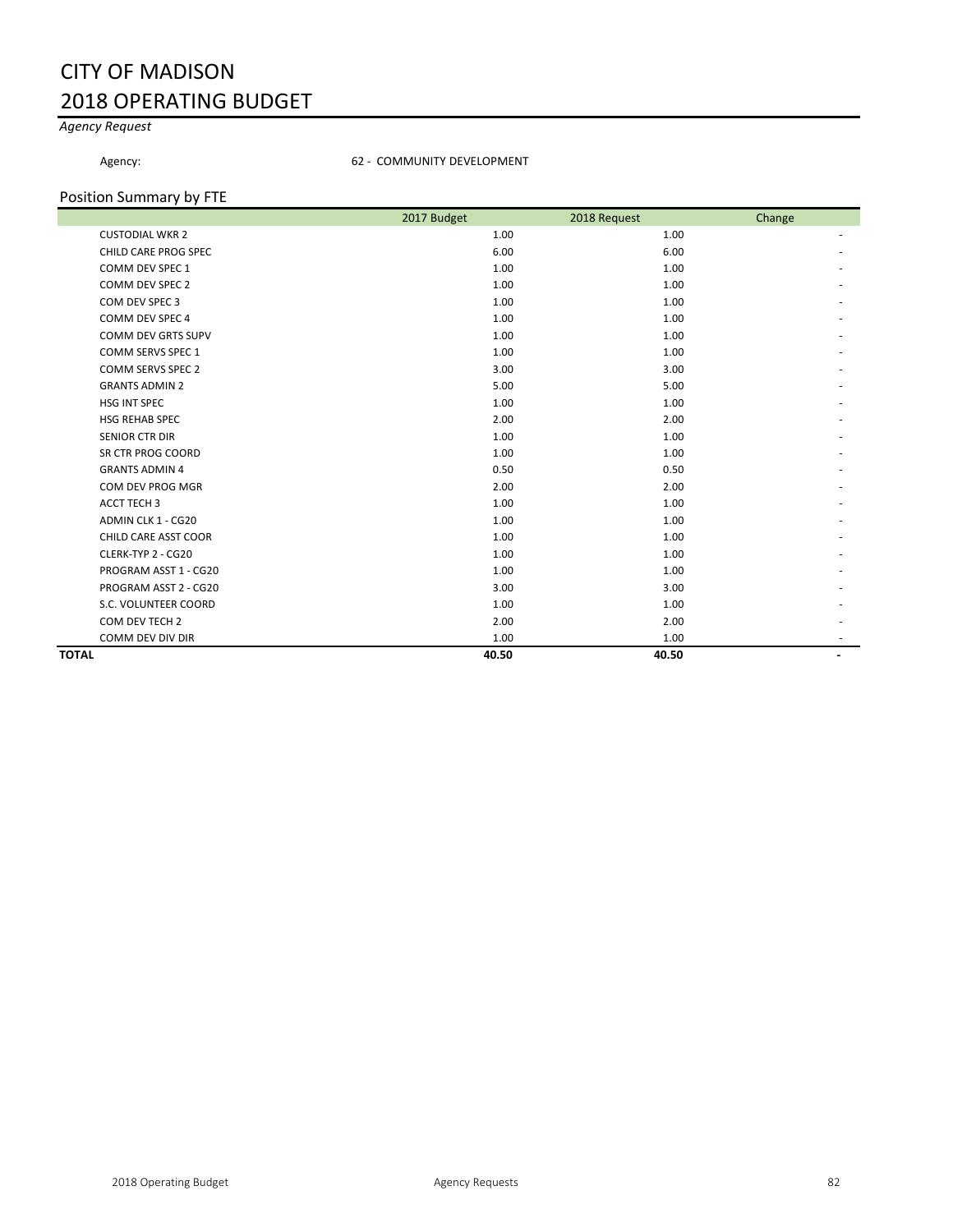# CITY OF MADISON
# 2018 OPERATING BUDGET

*Agency Request*

Agency: 62 - COMMUNITY DEVELOPMENT

## Position Summary by FTE

| | 2017 Budget | 2018 Request | Change |
|---|---|---|---|
| CUSTODIAL WKR 2 | 1.00 | 1.00 | - |
| CHILD CARE PROG SPEC | 6.00 | 6.00 | - |
| COMM DEV SPEC 1 | 1.00 | 1.00 | - |
| COMM DEV SPEC 2 | 1.00 | 1.00 | - |
| COM DEV SPEC 3 | 1.00 | 1.00 | - |
| COMM DEV SPEC 4 | 1.00 | 1.00 | - |
| COMM DEV GRTS SUPV | 1.00 | 1.00 | - |
| COMM SERVS SPEC 1 | 1.00 | 1.00 | - |
| COMM SERVS SPEC 2 | 3.00 | 3.00 | - |
| GRANTS ADMIN 2 | 5.00 | 5.00 | - |
| HSG INT SPEC | 1.00 | 1.00 | - |
| HSG REHAB SPEC | 2.00 | 2.00 | - |
| SENIOR CTR DIR | 1.00 | 1.00 | - |
| SR CTR PROG COORD | 1.00 | 1.00 | - |
| GRANTS ADMIN 4 | 0.50 | 0.50 | - |
| COM DEV PROG MGR | 2.00 | 2.00 | - |
| ACCT TECH 3 | 1.00 | 1.00 | - |
| ADMIN CLK 1 - CG20 | 1.00 | 1.00 | - |
| CHILD CARE ASST COOR | 1.00 | 1.00 | - |
| CLERK-TYP 2 - CG20 | 1.00 | 1.00 | - |
| PROGRAM ASST 1 - CG20 | 1.00 | 1.00 | - |
| PROGRAM ASST 2 - CG20 | 3.00 | 3.00 | - |
| S.C. VOLUNTEER COORD | 1.00 | 1.00 | - |
| COM DEV TECH 2 | 2.00 | 2.00 | - |
| COMM DEV DIV DIR | 1.00 | 1.00 | - |
| **TOTAL** | **40.50** | **40.50** | **-** |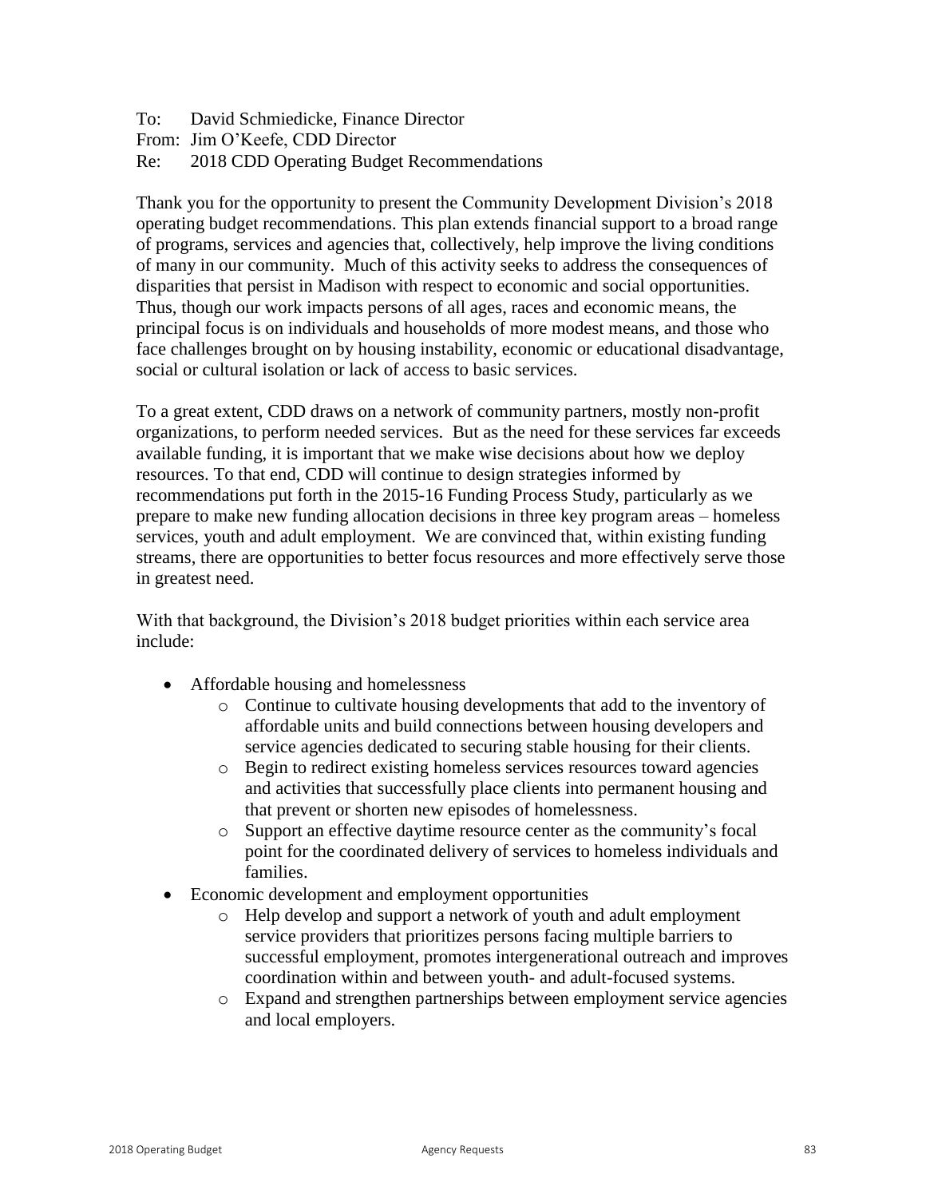To: David Schmiedicke, Finance Director
From: Jim O'Keefe, CDD Director
Re: 2018 CDD Operating Budget Recommendations

Thank you for the opportunity to present the Community Development Division's 2018 operating budget recommendations. This plan extends financial support to a broad range of programs, services and agencies that, collectively, help improve the living conditions of many in our community. Much of this activity seeks to address the consequences of disparities that persist in Madison with respect to economic and social opportunities. Thus, though our work impacts persons of all ages, races and economic means, the principal focus is on individuals and households of more modest means, and those who face challenges brought on by housing instability, economic or educational disadvantage, social or cultural isolation or lack of access to basic services.

To a great extent, CDD draws on a network of community partners, mostly non-profit organizations, to perform needed services. But as the need for these services far exceeds available funding, it is important that we make wise decisions about how we deploy resources. To that end, CDD will continue to design strategies informed by recommendations put forth in the 2015-16 Funding Process Study, particularly as we prepare to make new funding allocation decisions in three key program areas – homeless services, youth and adult employment. We are convinced that, within existing funding streams, there are opportunities to better focus resources and more effectively serve those in greatest need.

With that background, the Division's 2018 budget priorities within each service area include:

- Affordable housing and homelessness
  - Continue to cultivate housing developments that add to the inventory of affordable units and build connections between housing developers and service agencies dedicated to securing stable housing for their clients.
  - Begin to redirect existing homeless services resources toward agencies and activities that successfully place clients into permanent housing and that prevent or shorten new episodes of homelessness.
  - Support an effective daytime resource center as the community's focal point for the coordinated delivery of services to homeless individuals and families.
- Economic development and employment opportunities
  - Help develop and support a network of youth and adult employment service providers that prioritizes persons facing multiple barriers to successful employment, promotes intergenerational outreach and improves coordination within and between youth- and adult-focused systems.
  - Expand and strengthen partnerships between employment service agencies and local employers.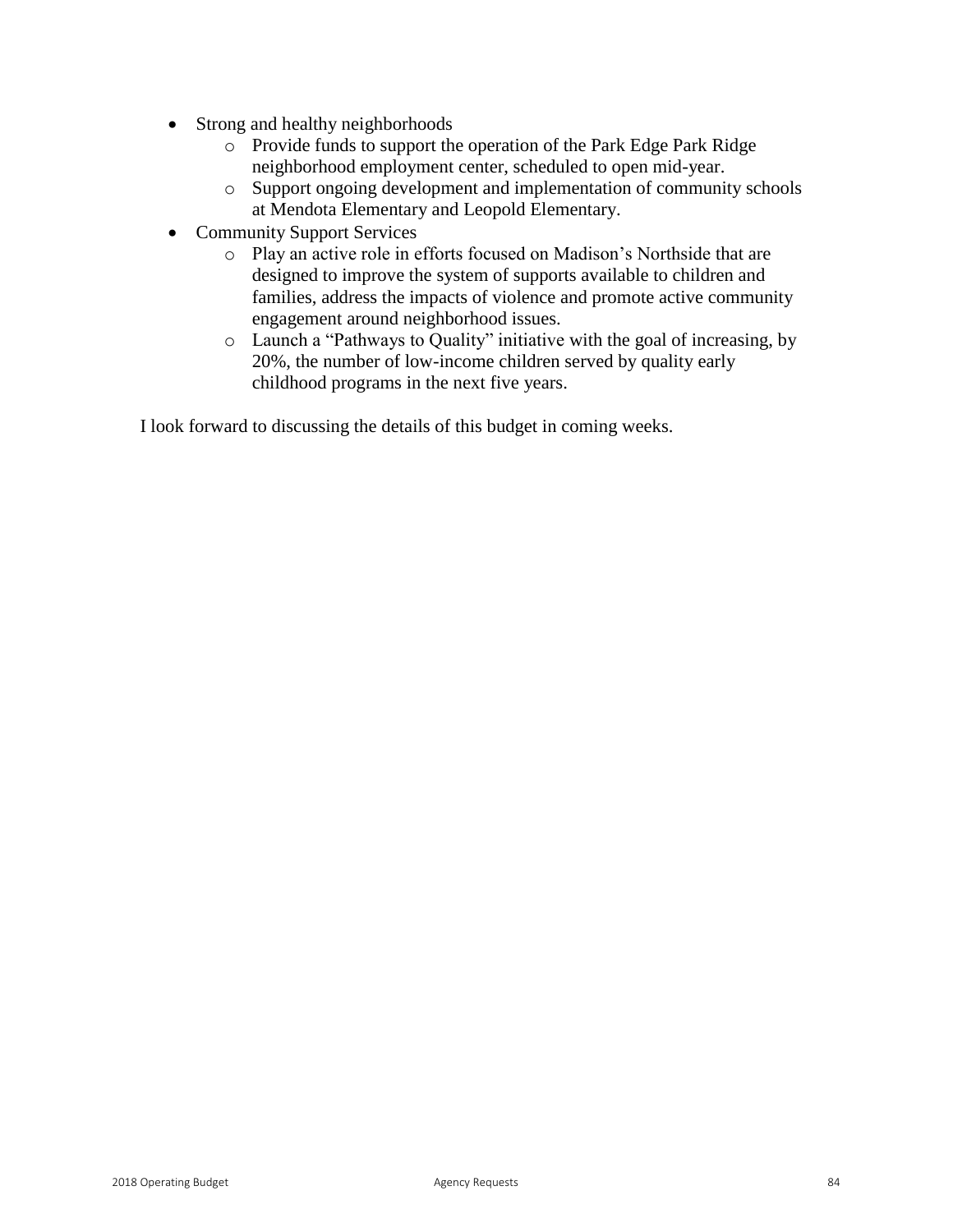- Strong and healthy neighborhoods
  - Provide funds to support the operation of the Park Edge Park Ridge neighborhood employment center, scheduled to open mid-year.
  - Support ongoing development and implementation of community schools at Mendota Elementary and Leopold Elementary.
- Community Support Services
  - Play an active role in efforts focused on Madison's Northside that are designed to improve the system of supports available to children and families, address the impacts of violence and promote active community engagement around neighborhood issues.
  - Launch a "Pathways to Quality" initiative with the goal of increasing, by 20%, the number of low-income children served by quality early childhood programs in the next five years.

I look forward to discussing the details of this budget in coming weeks.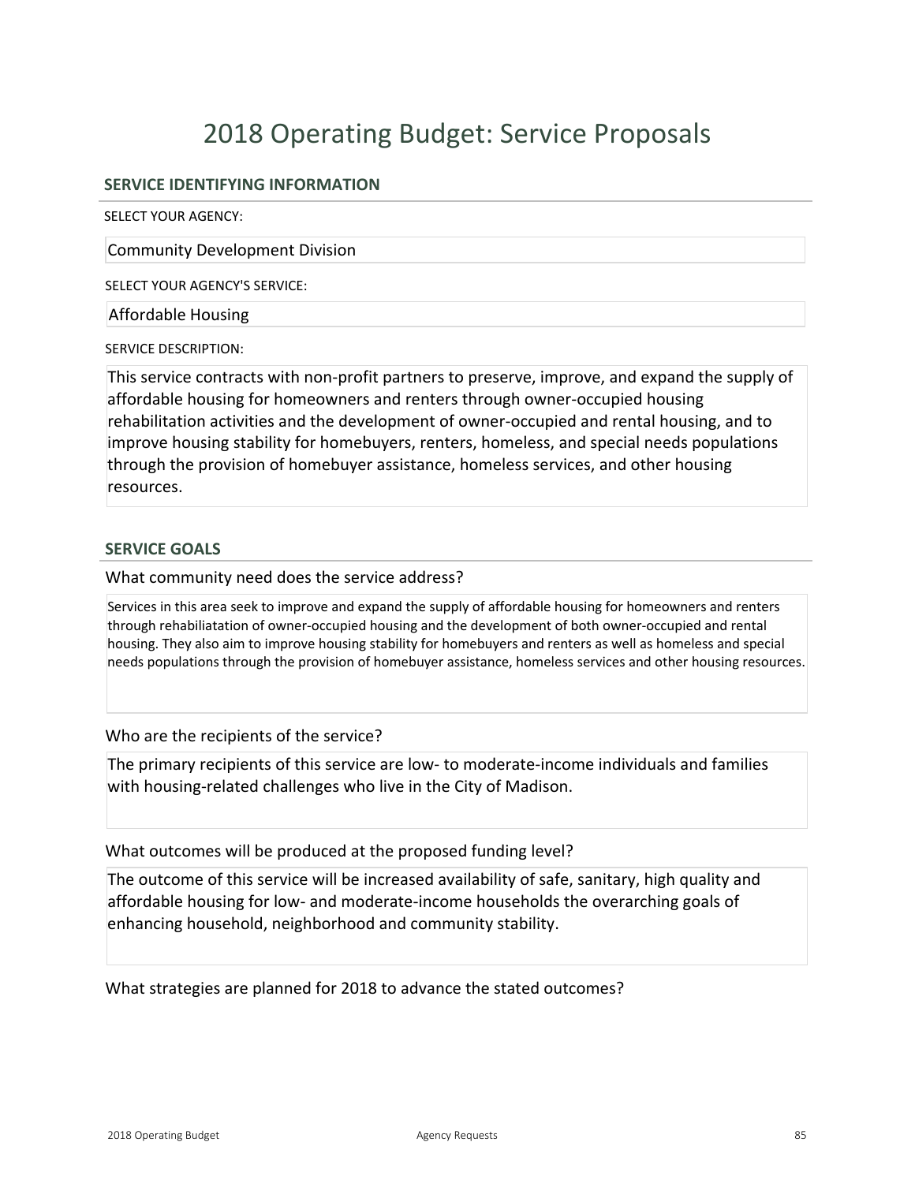# 2018 Operating Budget: Service Proposals

## SERVICE IDENTIFYING INFORMATION

SELECT YOUR AGENCY:

Community Development Division

SELECT YOUR AGENCY'S SERVICE:

Affordable Housing

SERVICE DESCRIPTION:

This service contracts with non-profit partners to preserve, improve, and expand the supply of affordable housing for homeowners and renters through owner-occupied housing rehabilitation activities and the development of owner-occupied and rental housing, and to improve housing stability for homebuyers, renters, homeless, and special needs populations through the provision of homebuyer assistance, homeless services, and other housing resources.

## SERVICE GOALS

What community need does the service address?

Services in this area seek to improve and expand the supply of affordable housing for homeowners and renters through rehabiliatation of owner-occupied housing and the development of both owner-occupied and rental housing. They also aim to improve housing stability for homebuyers and renters as well as homeless and special needs populations through the provision of homebuyer assistance, homeless services and other housing resources.

Who are the recipients of the service?

The primary recipients of this service are low- to moderate-income individuals and families with housing-related challenges who live in the City of Madison.

What outcomes will be produced at the proposed funding level?

The outcome of this service will be increased availability of safe, sanitary, high quality and affordable housing for low- and moderate-income households the overarching goals of enhancing household, neighborhood and community stability.

What strategies are planned for 2018 to advance the stated outcomes?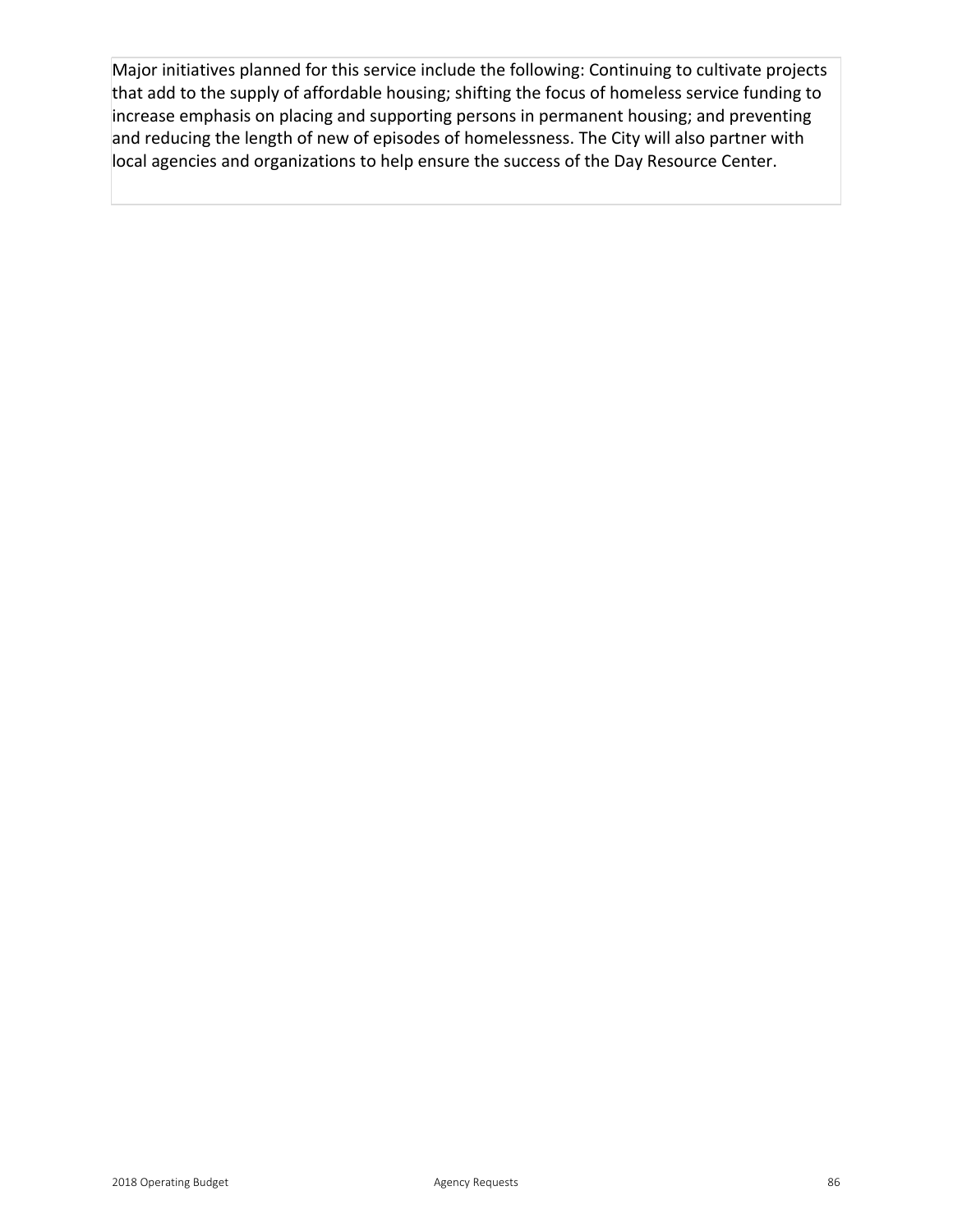Major initiatives planned for this service include the following: Continuing to cultivate projects that add to the supply of affordable housing; shifting the focus of homeless service funding to increase emphasis on placing and supporting persons in permanent housing; and preventing and reducing the length of new of episodes of homelessness. The City will also partner with local agencies and organizations to help ensure the success of the Day Resource Center.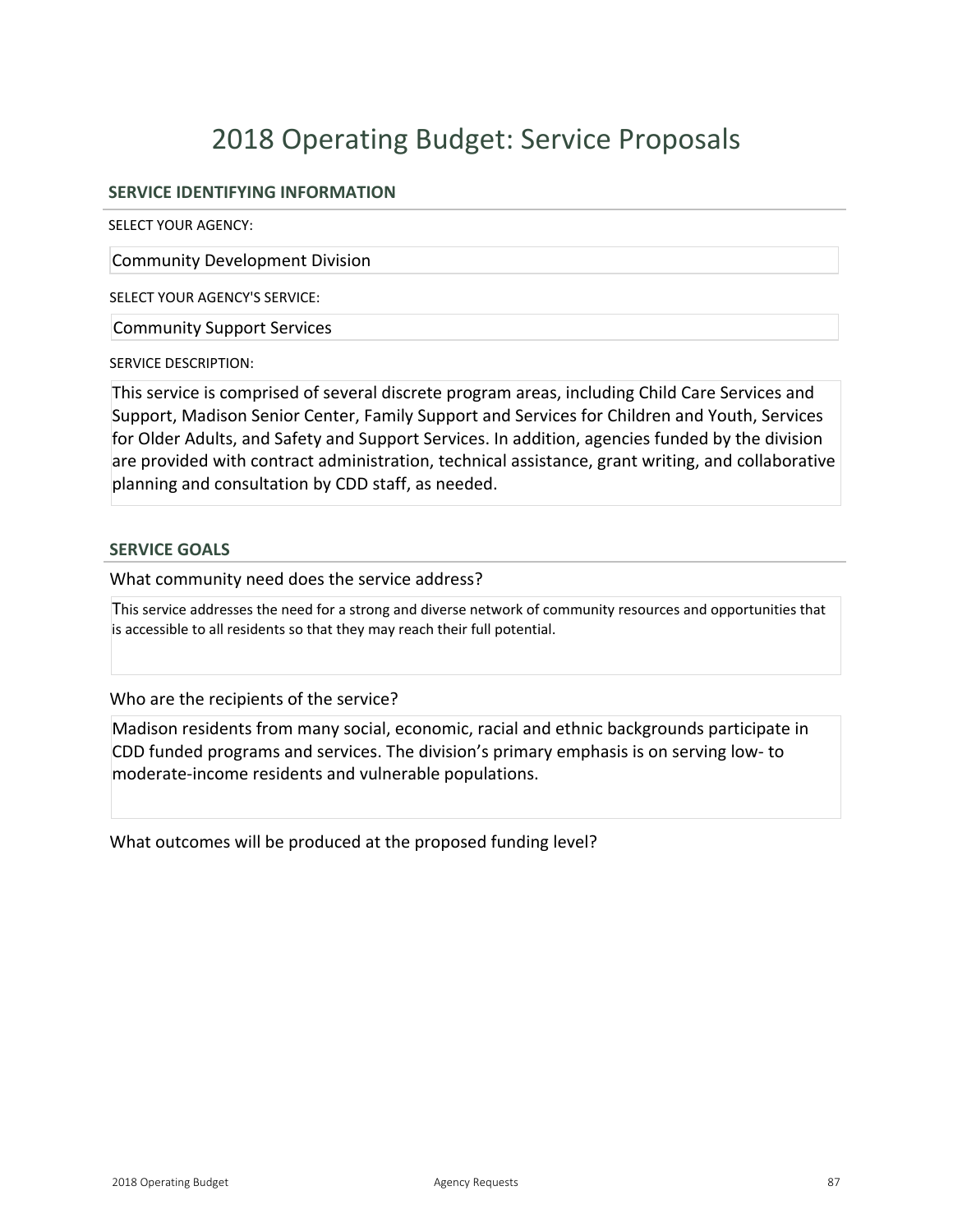# 2018 Operating Budget: Service Proposals

## SERVICE IDENTIFYING INFORMATION

SELECT YOUR AGENCY:

Community Development Division

SELECT YOUR AGENCY'S SERVICE:

Community Support Services

SERVICE DESCRIPTION:

This service is comprised of several discrete program areas, including Child Care Services and Support, Madison Senior Center, Family Support and Services for Children and Youth, Services for Older Adults, and Safety and Support Services. In addition, agencies funded by the division are provided with contract administration, technical assistance, grant writing, and collaborative planning and consultation by CDD staff, as needed.

## SERVICE GOALS

What community need does the service address?

This service addresses the need for a strong and diverse network of community resources and opportunities that is accessible to all residents so that they may reach their full potential.

Who are the recipients of the service?

Madison residents from many social, economic, racial and ethnic backgrounds participate in CDD funded programs and services. The division's primary emphasis is on serving low- to moderate-income residents and vulnerable populations.

What outcomes will be produced at the proposed funding level?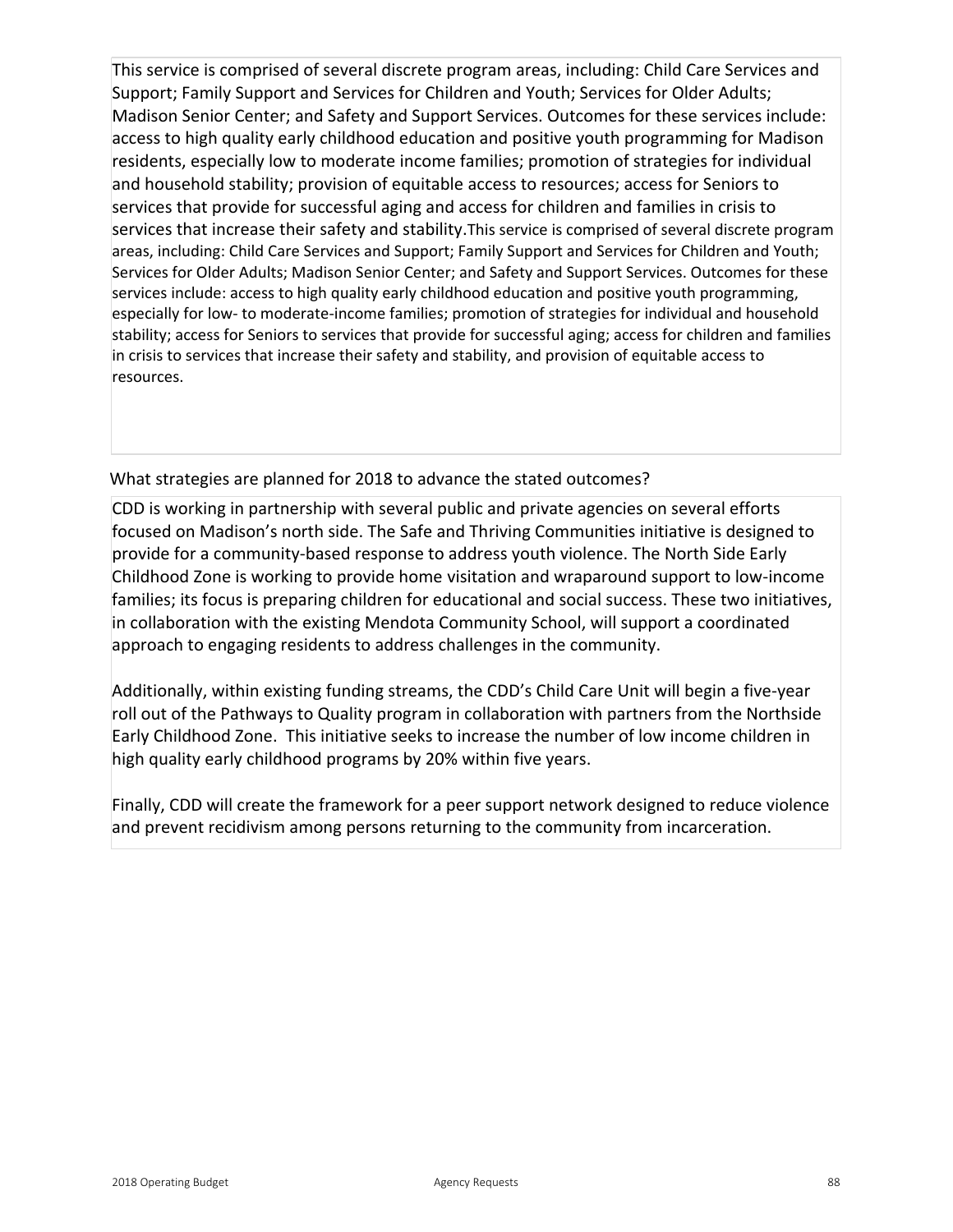This service is comprised of several discrete program areas, including: Child Care Services and Support; Family Support and Services for Children and Youth; Services for Older Adults; Madison Senior Center; and Safety and Support Services. Outcomes for these services include: access to high quality early childhood education and positive youth programming for Madison residents, especially low to moderate income families; promotion of strategies for individual and household stability; provision of equitable access to resources; access for Seniors to services that provide for successful aging and access for children and families in crisis to services that increase their safety and stability.This service is comprised of several discrete program areas, including: Child Care Services and Support; Family Support and Services for Children and Youth; Services for Older Adults; Madison Senior Center; and Safety and Support Services. Outcomes for these services include: access to high quality early childhood education and positive youth programming, especially for low- to moderate-income families; promotion of strategies for individual and household stability; access for Seniors to services that provide for successful aging; access for children and families in crisis to services that increase their safety and stability, and provision of equitable access to resources.

What strategies are planned for 2018 to advance the stated outcomes?

CDD is working in partnership with several public and private agencies on several efforts focused on Madison's north side. The Safe and Thriving Communities initiative is designed to provide for a community-based response to address youth violence. The North Side Early Childhood Zone is working to provide home visitation and wraparound support to low-income families; its focus is preparing children for educational and social success. These two initiatives, in collaboration with the existing Mendota Community School, will support a coordinated approach to engaging residents to address challenges in the community.

Additionally, within existing funding streams, the CDD's Child Care Unit will begin a five-year roll out of the Pathways to Quality program in collaboration with partners from the Northside Early Childhood Zone. This initiative seeks to increase the number of low income children in high quality early childhood programs by 20% within five years.

Finally, CDD will create the framework for a peer support network designed to reduce violence and prevent recidivism among persons returning to the community from incarceration.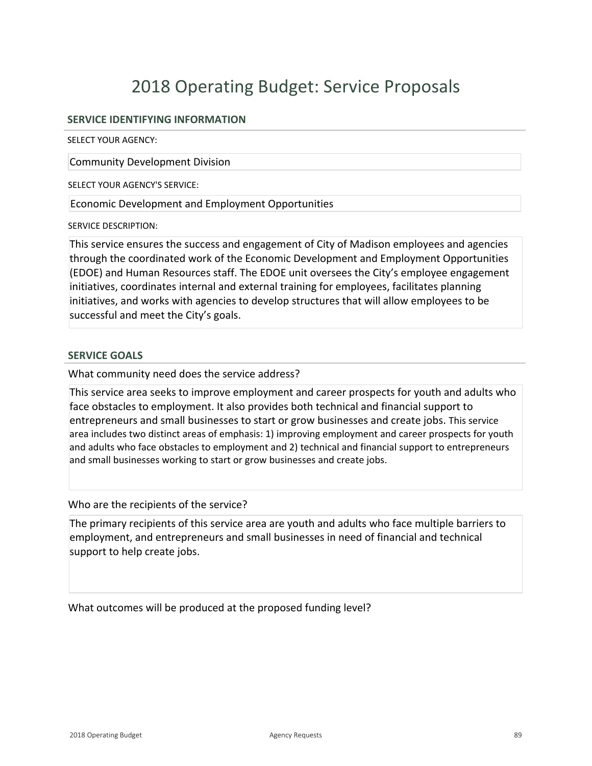# 2018 Operating Budget: Service Proposals

## SERVICE IDENTIFYING INFORMATION

SELECT YOUR AGENCY:

Community Development Division

SELECT YOUR AGENCY'S SERVICE:

Economic Development and Employment Opportunities

SERVICE DESCRIPTION:

This service ensures the success and engagement of City of Madison employees and agencies through the coordinated work of the Economic Development and Employment Opportunities (EDOE) and Human Resources staff. The EDOE unit oversees the City's employee engagement initiatives, coordinates internal and external training for employees, facilitates planning initiatives, and works with agencies to develop structures that will allow employees to be successful and meet the City's goals.

## SERVICE GOALS

What community need does the service address?

This service area seeks to improve employment and career prospects for youth and adults who face obstacles to employment. It also provides both technical and financial support to entrepreneurs and small businesses to start or grow businesses and create jobs. This service area includes two distinct areas of emphasis: 1) improving employment and career prospects for youth and adults who face obstacles to employment and 2) technical and financial support to entrepreneurs and small businesses working to start or grow businesses and create jobs.

Who are the recipients of the service?

The primary recipients of this service area are youth and adults who face multiple barriers to employment, and entrepreneurs and small businesses in need of financial and technical support to help create jobs.

What outcomes will be produced at the proposed funding level?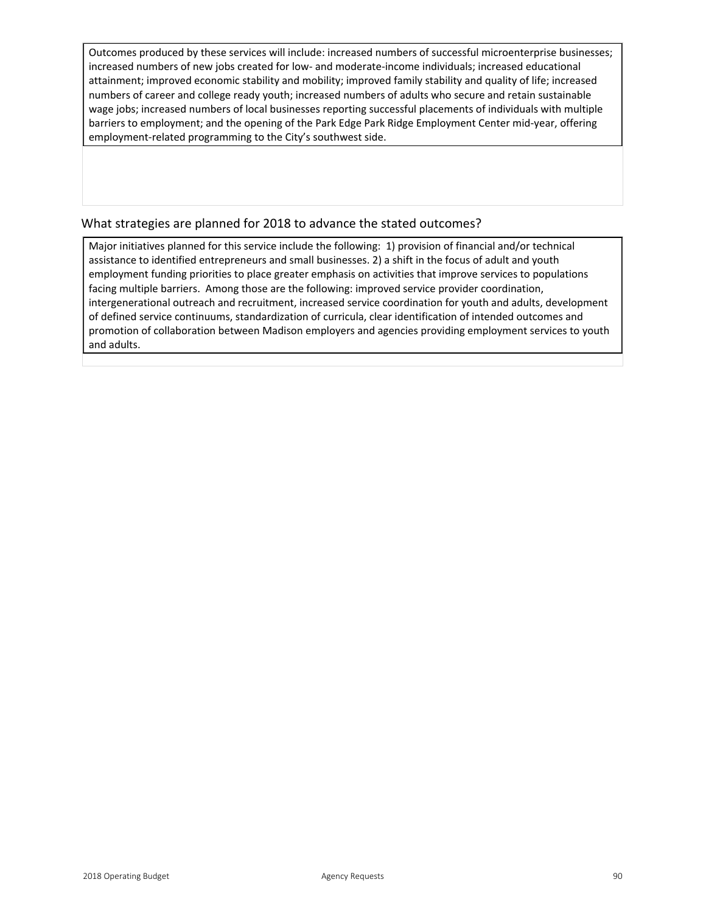Outcomes produced by these services will include: increased numbers of successful microenterprise businesses; increased numbers of new jobs created for low- and moderate-income individuals; increased educational attainment; improved economic stability and mobility; improved family stability and quality of life; increased numbers of career and college ready youth; increased numbers of adults who secure and retain sustainable wage jobs; increased numbers of local businesses reporting successful placements of individuals with multiple barriers to employment; and the opening of the Park Edge Park Ridge Employment Center mid-year, offering employment-related programming to the City's southwest side.

## What strategies are planned for 2018 to advance the stated outcomes?

Major initiatives planned for this service include the following: 1) provision of financial and/or technical assistance to identified entrepreneurs and small businesses. 2) a shift in the focus of adult and youth employment funding priorities to place greater emphasis on activities that improve services to populations facing multiple barriers. Among those are the following: improved service provider coordination, intergenerational outreach and recruitment, increased service coordination for youth and adults, development of defined service continuums, standardization of curricula, clear identification of intended outcomes and promotion of collaboration between Madison employers and agencies providing employment services to youth and adults.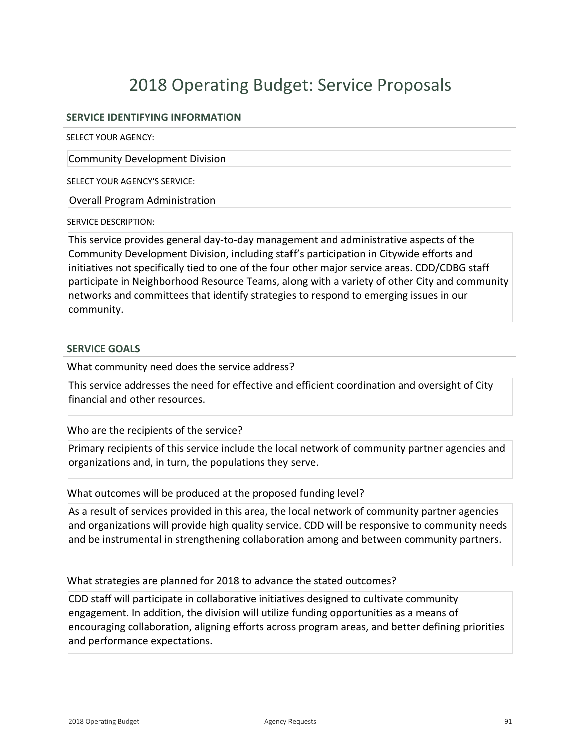# 2018 Operating Budget: Service Proposals

## SERVICE IDENTIFYING INFORMATION

SELECT YOUR AGENCY:

Community Development Division

SELECT YOUR AGENCY'S SERVICE:

Overall Program Administration

SERVICE DESCRIPTION:

This service provides general day-to-day management and administrative aspects of the Community Development Division, including staff's participation in Citywide efforts and initiatives not specifically tied to one of the four other major service areas. CDD/CDBG staff participate in Neighborhood Resource Teams, along with a variety of other City and community networks and committees that identify strategies to respond to emerging issues in our community.

## SERVICE GOALS

What community need does the service address?

This service addresses the need for effective and efficient coordination and oversight of City financial and other resources.

Who are the recipients of the service?

Primary recipients of this service include the local network of community partner agencies and organizations and, in turn, the populations they serve.

What outcomes will be produced at the proposed funding level?

As a result of services provided in this area, the local network of community partner agencies and organizations will provide high quality service. CDD will be responsive to community needs and be instrumental in strengthening collaboration among and between community partners.

What strategies are planned for 2018 to advance the stated outcomes?

CDD staff will participate in collaborative initiatives designed to cultivate community engagement. In addition, the division will utilize funding opportunities as a means of encouraging collaboration, aligning efforts across program areas, and better defining priorities and performance expectations.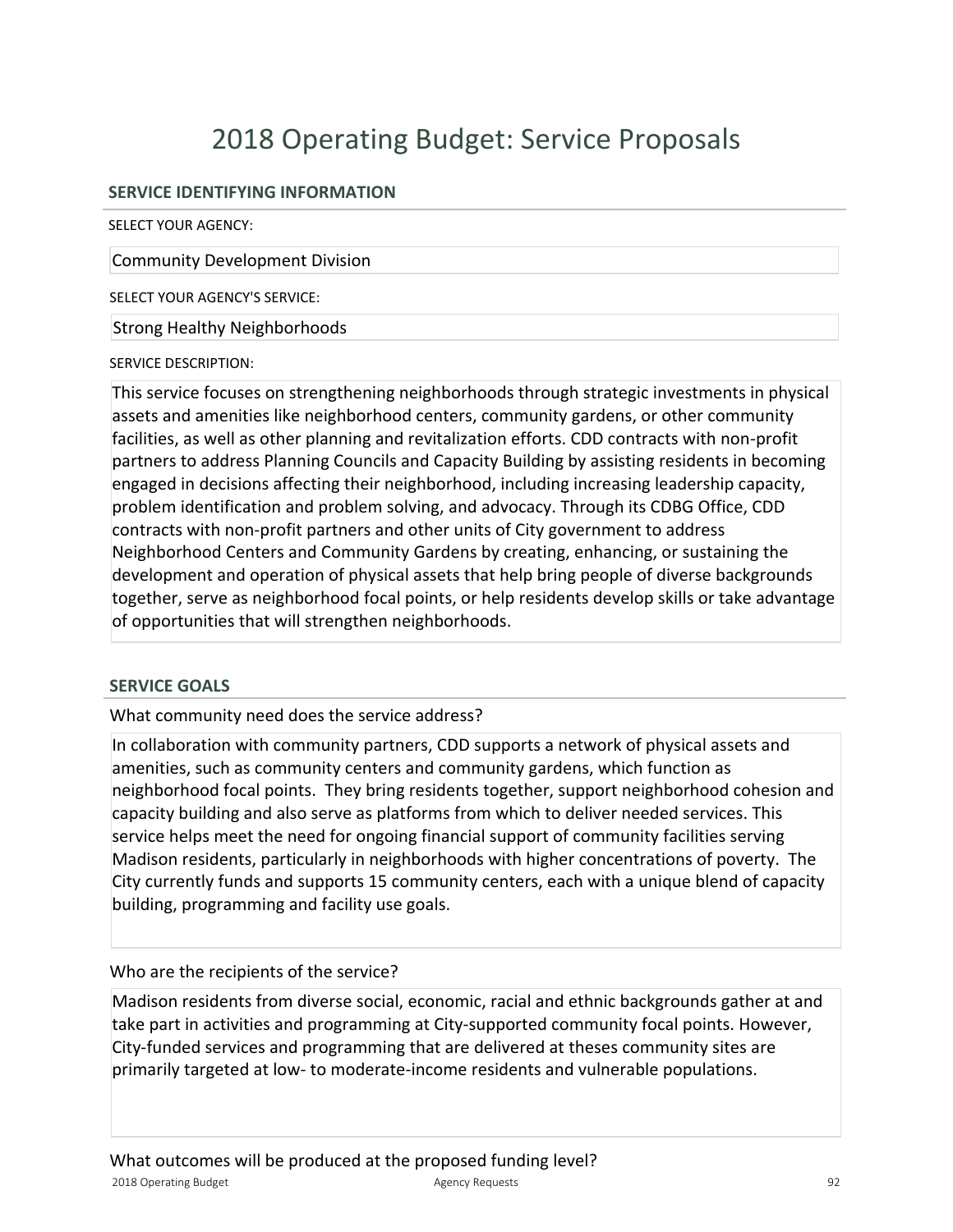# 2018 Operating Budget: Service Proposals

## SERVICE IDENTIFYING INFORMATION

SELECT YOUR AGENCY:

Community Development Division

SELECT YOUR AGENCY'S SERVICE:

Strong Healthy Neighborhoods

SERVICE DESCRIPTION:

This service focuses on strengthening neighborhoods through strategic investments in physical assets and amenities like neighborhood centers, community gardens, or other community facilities, as well as other planning and revitalization efforts. CDD contracts with non-profit partners to address Planning Councils and Capacity Building by assisting residents in becoming engaged in decisions affecting their neighborhood, including increasing leadership capacity, problem identification and problem solving, and advocacy. Through its CDBG Office, CDD contracts with non-profit partners and other units of City government to address Neighborhood Centers and Community Gardens by creating, enhancing, or sustaining the development and operation of physical assets that help bring people of diverse backgrounds together, serve as neighborhood focal points, or help residents develop skills or take advantage of opportunities that will strengthen neighborhoods.

## SERVICE GOALS

What community need does the service address?

In collaboration with community partners, CDD supports a network of physical assets and amenities, such as community centers and community gardens, which function as neighborhood focal points. They bring residents together, support neighborhood cohesion and capacity building and also serve as platforms from which to deliver needed services. This service helps meet the need for ongoing financial support of community facilities serving Madison residents, particularly in neighborhoods with higher concentrations of poverty. The City currently funds and supports 15 community centers, each with a unique blend of capacity building, programming and facility use goals.

Who are the recipients of the service?

Madison residents from diverse social, economic, racial and ethnic backgrounds gather at and take part in activities and programming at City-supported community focal points. However, City-funded services and programming that are delivered at theses community sites are primarily targeted at low- to moderate-income residents and vulnerable populations.

What outcomes will be produced at the proposed funding level?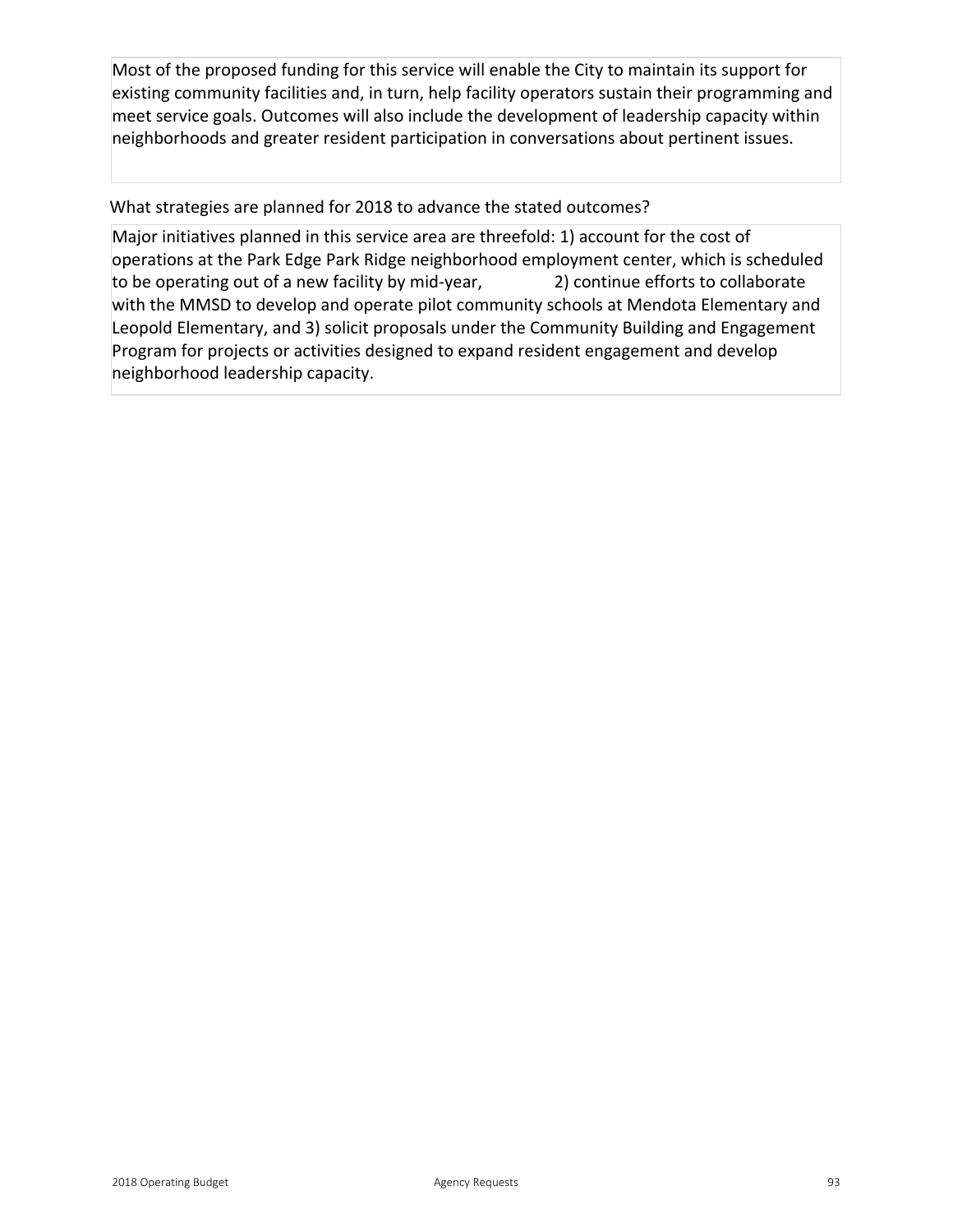Most of the proposed funding for this service will enable the City to maintain its support for existing community facilities and, in turn, help facility operators sustain their programming and meet service goals. Outcomes will also include the development of leadership capacity within neighborhoods and greater resident participation in conversations about pertinent issues.

What strategies are planned for 2018 to advance the stated outcomes?

Major initiatives planned in this service area are threefold: 1) account for the cost of operations at the Park Edge Park Ridge neighborhood employment center, which is scheduled to be operating out of a new facility by mid-year, 2) continue efforts to collaborate with the MMSD to develop and operate pilot community schools at Mendota Elementary and Leopold Elementary, and 3) solicit proposals under the Community Building and Engagement Program for projects or activities designed to expand resident engagement and develop neighborhood leadership capacity.